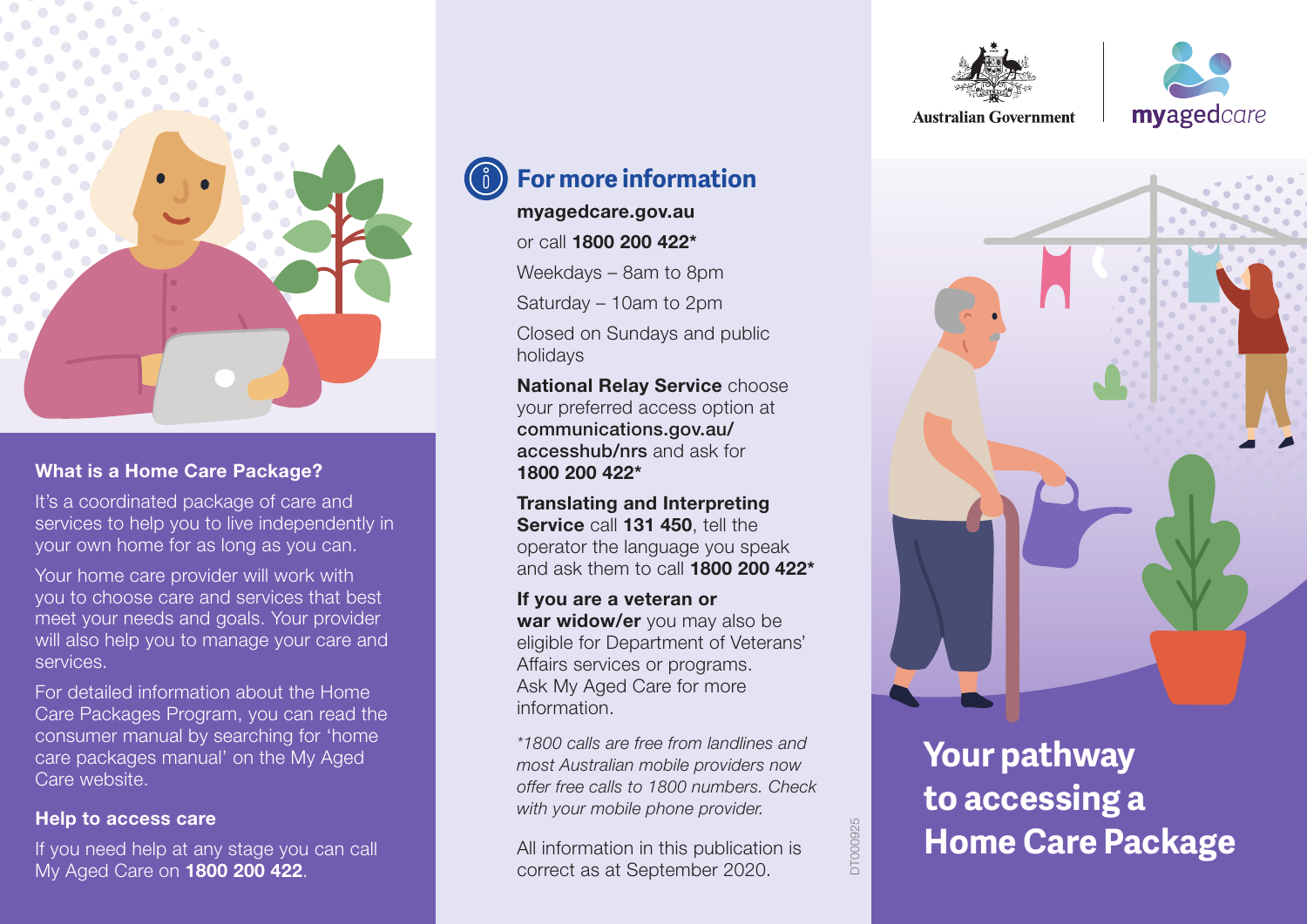## What is a Home Care Package?

It's a coordinated package of care and services to help you to live independently in your own home for as long as you can.

Your home care provider will work with you to choose care and services that best meet your needs and goals. Your provider will also help you to manage your care and services.

For detailed information about the Home Care Packages Program, you can read the consumer manual by searching for 'home care packages manual' on the My Aged Care website.

## Help to access care

If you need help at any stage you can call My Aged Care on **1800 200 422**.

## For more information

**myagedcare.gov.au**

or call **1800 200 422***

Weekdays – 8am to 8pm

Saturday – 10am to 2pm

Closed on Sundays and public holidays

**National Relay Service** choose your preferred access option at **communications.gov.au/accesshub/nrs** and ask for **1800 200 422***

**Translating and Interpreting Service** call **131 450**, tell the operator the language you speak and ask them to call **1800 200 422***

**If you are a veteran or war widow/er** you may also be eligible for Department of Veterans' Affairs services or programs. Ask My Aged Care for more information.

*\*1800 calls are free from landlines and most Australian mobile providers now offer free calls to 1800 numbers. Check with your mobile phone provider.*

All information in this publication is correct as at September 2020.

DT000925

Australian Government

myagedcare

# Your pathway to accessing a Home Care Package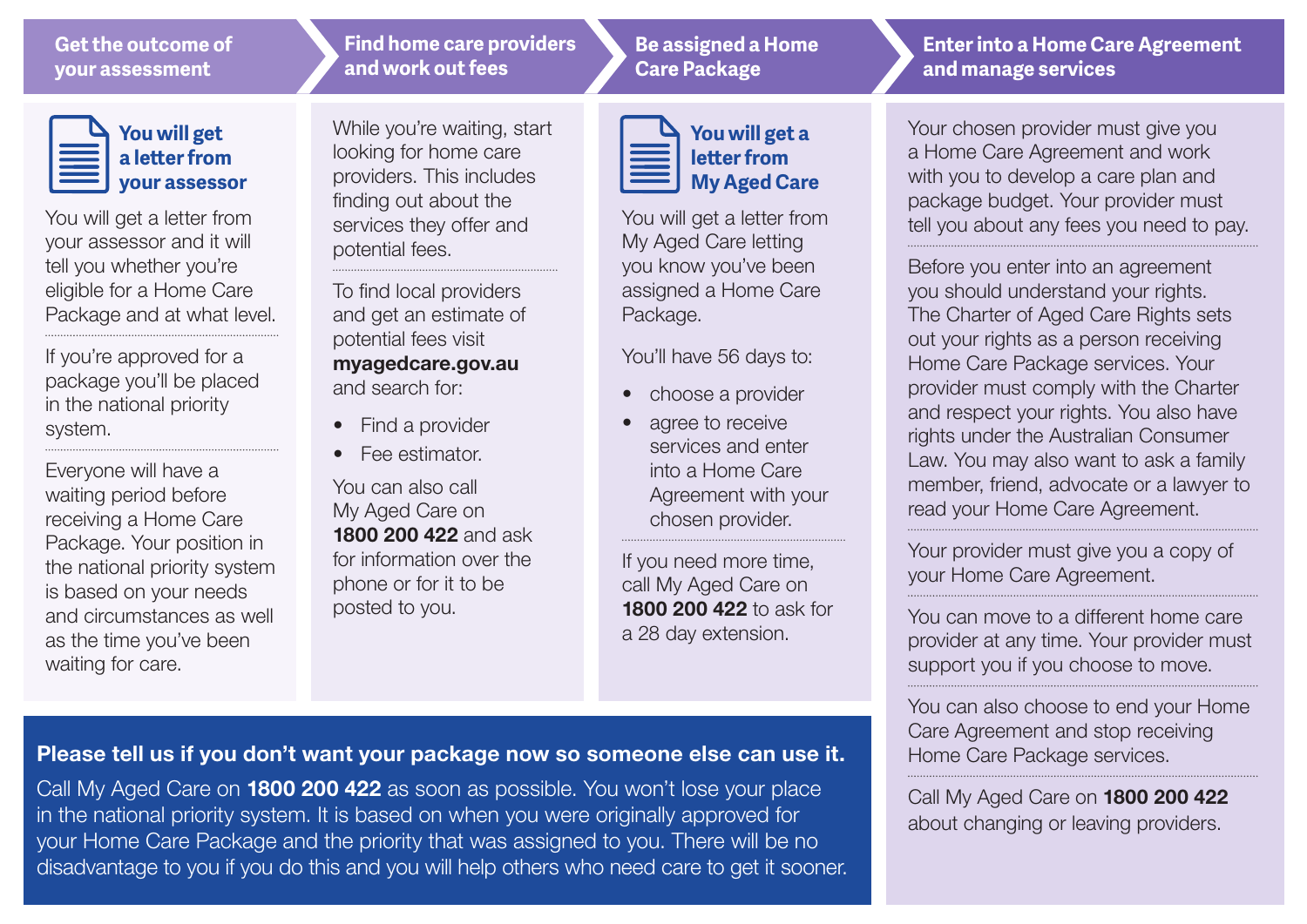## Get the outcome of your assessment

### You will get a letter from your assessor

You will get a letter from your assessor and it will tell you whether you're eligible for a Home Care Package and at what level.

If you're approved for a package you'll be placed in the national priority system.

Everyone will have a waiting period before receiving a Home Care Package. Your position in the national priority system is based on your needs and circumstances as well as the time you've been waiting for care.

## Find home care providers and work out fees

While you're waiting, start looking for home care providers. This includes finding out about the services they offer and potential fees.

To find local providers and get an estimate of potential fees visit **myagedcare.gov.au** and search for:

- Find a provider
- Fee estimator.

You can also call My Aged Care on **1800 200 422** and ask for information over the phone or for it to be posted to you.

## Be assigned a Home Care Package

### You will get a letter from My Aged Care

You will get a letter from My Aged Care letting you know you've been assigned a Home Care Package.

You'll have 56 days to:

- choose a provider
- agree to receive services and enter into a Home Care Agreement with your chosen provider.

If you need more time, call My Aged Care on **1800 200 422** to ask for a 28 day extension.

**Please tell us if you don't want your package now so someone else can use it.**

Call My Aged Care on **1800 200 422** as soon as possible. You won't lose your place in the national priority system. It is based on when you were originally approved for your Home Care Package and the priority that was assigned to you. There will be no disadvantage to you if you do this and you will help others who need care to get it sooner.

## Enter into a Home Care Agreement and manage services

Your chosen provider must give you a Home Care Agreement and work with you to develop a care plan and package budget. Your provider must tell you about any fees you need to pay.

Before you enter into an agreement you should understand your rights. The Charter of Aged Care Rights sets out your rights as a person receiving Home Care Package services. Your provider must comply with the Charter and respect your rights. You also have rights under the Australian Consumer Law. You may also want to ask a family member, friend, advocate or a lawyer to read your Home Care Agreement.

Your provider must give you a copy of your Home Care Agreement.

You can move to a different home care provider at any time. Your provider must support you if you choose to move.

You can also choose to end your Home Care Agreement and stop receiving Home Care Package services.

Call My Aged Care on **1800 200 422** about changing or leaving providers.